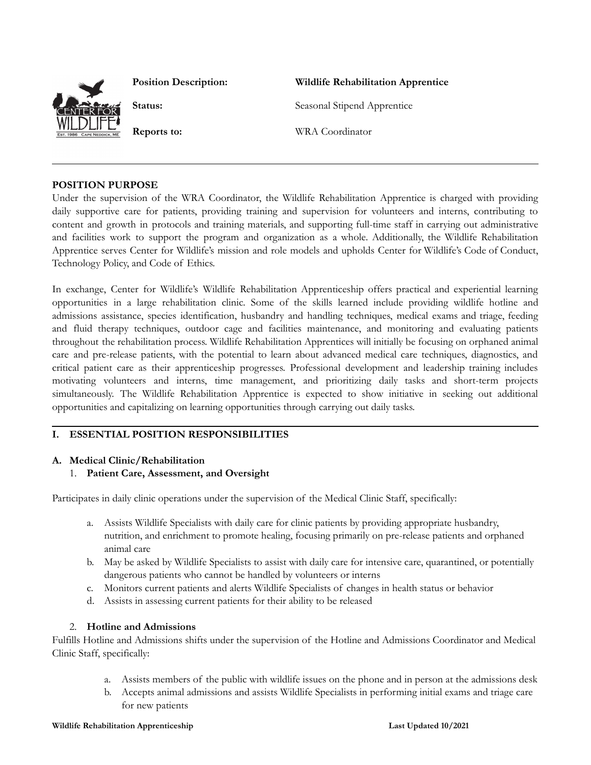| | |
|---|---|
| **Position Description:** | **Wildlife Rehabilitation Apprentice** |
| **Status:** | Seasonal Stipend Apprentice |
| **Reports to:** | WRA Coordinator |

---

**POSITION PURPOSE**

Under the supervision of the WRA Coordinator, the Wildlife Rehabilitation Apprentice is charged with providing daily supportive care for patients, providing training and supervision for volunteers and interns, contributing to content and growth in protocols and training materials, and supporting full-time staff in carrying out administrative and facilities work to support the program and organization as a whole. Additionally, the Wildlife Rehabilitation Apprentice serves Center for Wildlife's mission and role models and upholds Center for Wildlife's Code of Conduct, Technology Policy, and Code of Ethics.

In exchange, Center for Wildlife's Wildlife Rehabilitation Apprenticeship offers practical and experiential learning opportunities in a large rehabilitation clinic. Some of the skills learned include providing wildlife hotline and admissions assistance, species identification, husbandry and handling techniques, medical exams and triage, feeding and fluid therapy techniques, outdoor cage and facilities maintenance, and monitoring and evaluating patients throughout the rehabilitation process. Wildlife Rehabilitation Apprentices will initially be focusing on orphaned animal care and pre-release patients, with the potential to learn about advanced medical care techniques, diagnostics, and critical patient care as their apprenticeship progresses. Professional development and leadership training includes motivating volunteers and interns, time management, and prioritizing daily tasks and short-term projects simultaneously. The Wildlife Rehabilitation Apprentice is expected to show initiative in seeking out additional opportunities and capitalizing on learning opportunities through carrying out daily tasks.

---

## I. ESSENTIAL POSITION RESPONSIBILITIES

### A. Medical Clinic/Rehabilitation

1. **Patient Care, Assessment, and Oversight**

Participates in daily clinic operations under the supervision of the Medical Clinic Staff, specifically:

a. Assists Wildlife Specialists with daily care for clinic patients by providing appropriate husbandry, nutrition, and enrichment to promote healing, focusing primarily on pre-release patients and orphaned animal care
b. May be asked by Wildlife Specialists to assist with daily care for intensive care, quarantined, or potentially dangerous patients who cannot be handled by volunteers or interns
c. Monitors current patients and alerts Wildlife Specialists of changes in health status or behavior
d. Assists in assessing current patients for their ability to be released

2. **Hotline and Admissions**

Fulfills Hotline and Admissions shifts under the supervision of the Hotline and Admissions Coordinator and Medical Clinic Staff, specifically:

a. Assists members of the public with wildlife issues on the phone and in person at the admissions desk
b. Accepts animal admissions and assists Wildlife Specialists in performing initial exams and triage care for new patients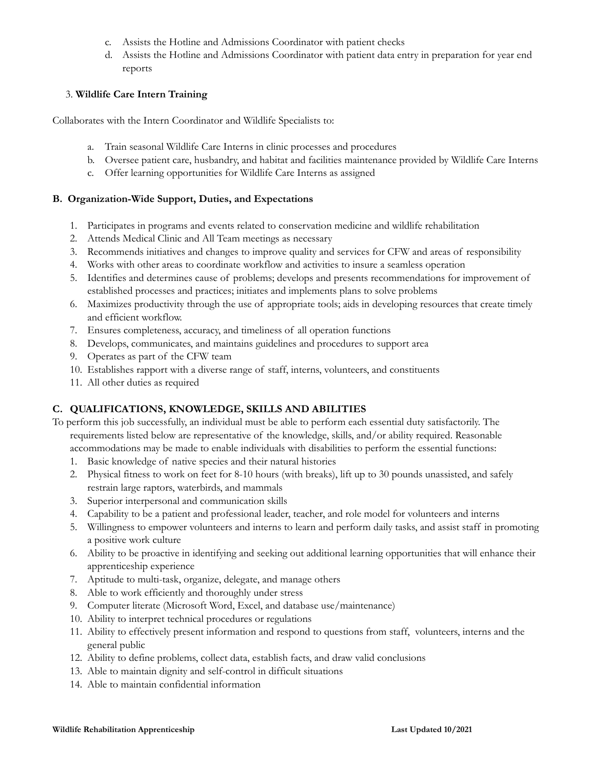c. Assists the Hotline and Admissions Coordinator with patient checks
d. Assists the Hotline and Admissions Coordinator with patient data entry in preparation for year end reports

3. **Wildlife Care Intern Training**

Collaborates with the Intern Coordinator and Wildlife Specialists to:

a. Train seasonal Wildlife Care Interns in clinic processes and procedures
b. Oversee patient care, husbandry, and habitat and facilities maintenance provided by Wildlife Care Interns
c. Offer learning opportunities for Wildlife Care Interns as assigned

### B. Organization-Wide Support, Duties, and Expectations

1. Participates in programs and events related to conservation medicine and wildlife rehabilitation
2. Attends Medical Clinic and All Team meetings as necessary
3. Recommends initiatives and changes to improve quality and services for CFW and areas of responsibility
4. Works with other areas to coordinate workflow and activities to insure a seamless operation
5. Identifies and determines cause of problems; develops and presents recommendations for improvement of established processes and practices; initiates and implements plans to solve problems
6. Maximizes productivity through the use of appropriate tools; aids in developing resources that create timely and efficient workflow.
7. Ensures completeness, accuracy, and timeliness of all operation functions
8. Develops, communicates, and maintains guidelines and procedures to support area
9. Operates as part of the CFW team
10. Establishes rapport with a diverse range of staff, interns, volunteers, and constituents
11. All other duties as required

### C. QUALIFICATIONS, KNOWLEDGE, SKILLS AND ABILITIES

To perform this job successfully, an individual must be able to perform each essential duty satisfactorily. The requirements listed below are representative of the knowledge, skills, and/or ability required. Reasonable accommodations may be made to enable individuals with disabilities to perform the essential functions:

1. Basic knowledge of native species and their natural histories
2. Physical fitness to work on feet for 8-10 hours (with breaks), lift up to 30 pounds unassisted, and safely restrain large raptors, waterbirds, and mammals
3. Superior interpersonal and communication skills
4. Capability to be a patient and professional leader, teacher, and role model for volunteers and interns
5. Willingness to empower volunteers and interns to learn and perform daily tasks, and assist staff in promoting a positive work culture
6. Ability to be proactive in identifying and seeking out additional learning opportunities that will enhance their apprenticeship experience
7. Aptitude to multi-task, organize, delegate, and manage others
8. Able to work efficiently and thoroughly under stress
9. Computer literate (Microsoft Word, Excel, and database use/maintenance)
10. Ability to interpret technical procedures or regulations
11. Ability to effectively present information and respond to questions from staff, volunteers, interns and the general public
12. Ability to define problems, collect data, establish facts, and draw valid conclusions
13. Able to maintain dignity and self-control in difficult situations
14. Able to maintain confidential information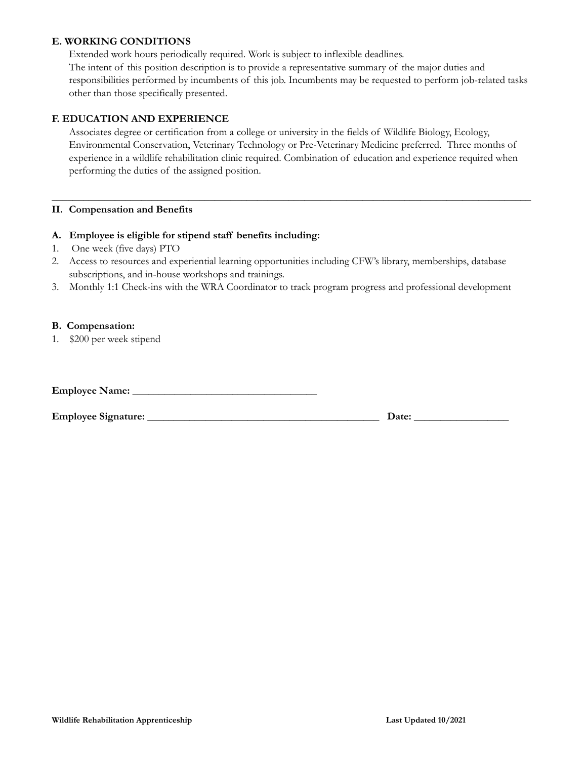### E. WORKING CONDITIONS

Extended work hours periodically required. Work is subject to inflexible deadlines.
The intent of this position description is to provide a representative summary of the major duties and responsibilities performed by incumbents of this job. Incumbents may be requested to perform job-related tasks other than those specifically presented.

### F. EDUCATION AND EXPERIENCE

Associates degree or certification from a college or university in the fields of Wildlife Biology, Ecology, Environmental Conservation, Veterinary Technology or Pre-Veterinary Medicine preferred. Three months of experience in a wildlife rehabilitation clinic required. Combination of education and experience required when performing the duties of the assigned position.

---

## II. Compensation and Benefits

### A. Employee is eligible for stipend staff benefits including:

1. One week (five days) PTO
2. Access to resources and experiential learning opportunities including CFW's library, memberships, database subscriptions, and in-house workshops and trainings.
3. Monthly 1:1 Check-ins with the WRA Coordinator to track program progress and professional development

### B. Compensation:

1. $200 per week stipend

**Employee Name:** ___________________________________

**Employee Signature:** _____________________________________________ **Date:** _________________